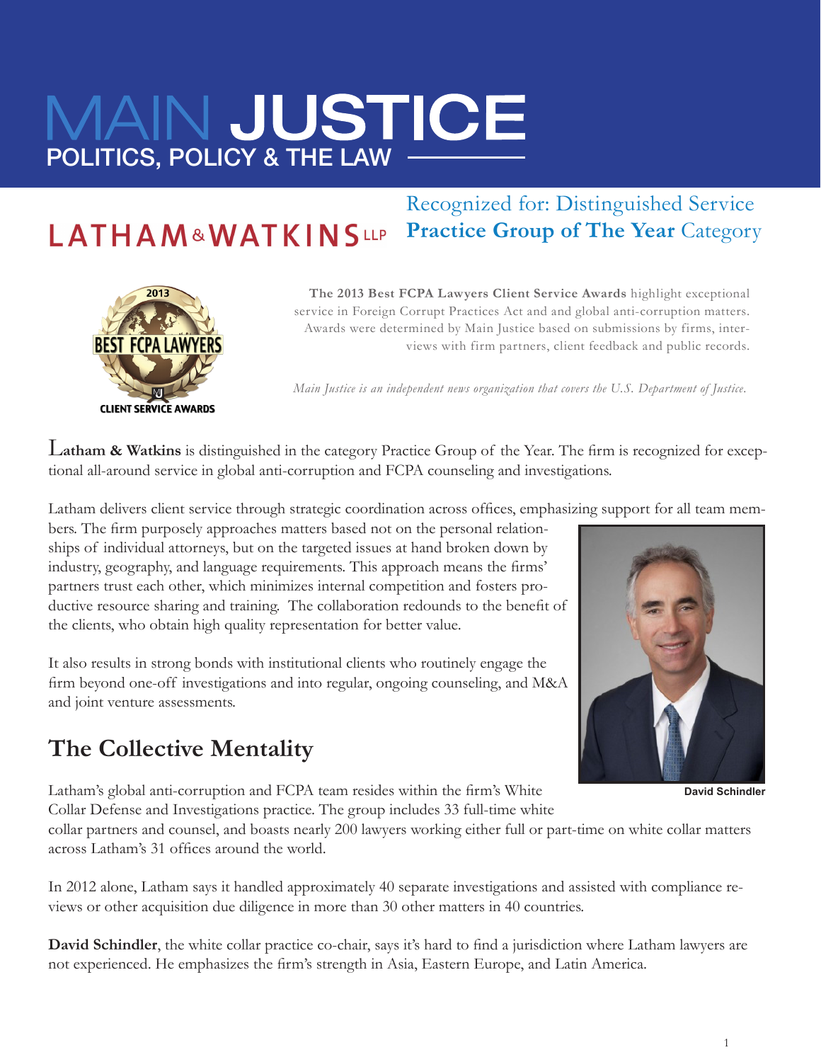# MAIN JUSTICE

POLITICS, POLICY & THE LAW

LATHAM & WATKINS LLP

Recognized for: Distinguished Service
**Practice Group of The Year** Category

2013 BEST FCPA LAWYERS CLIENT SERVICE AWARDS

**The 2013 Best FCPA Lawyers Client Service Awards** highlight exceptional service in Foreign Corrupt Practices Act and and global anti-corruption matters. Awards were determined by Main Justice based on submissions by firms, interviews with firm partners, client feedback and public records.

*Main Justice is an independent news organization that covers the U.S. Department of Justice.*

**Latham & Watkins** is distinguished in the category Practice Group of the Year. The firm is recognized for exceptional all-around service in global anti-corruption and FCPA counseling and investigations.

Latham delivers client service through strategic coordination across offices, emphasizing support for all team members. The firm purposely approaches matters based not on the personal relationships of individual attorneys, but on the targeted issues at hand broken down by industry, geography, and language requirements. This approach means the firms' partners trust each other, which minimizes internal competition and fosters productive resource sharing and training. The collaboration redounds to the benefit of the clients, who obtain high quality representation for better value.

It also results in strong bonds with institutional clients who routinely engage the firm beyond one-off investigations and into regular, ongoing counseling, and M&A and joint venture assessments.

David Schindler

## The Collective Mentality

Latham's global anti-corruption and FCPA team resides within the firm's White Collar Defense and Investigations practice. The group includes 33 full-time white collar partners and counsel, and boasts nearly 200 lawyers working either full or part-time on white collar matters across Latham's 31 offices around the world.

In 2012 alone, Latham says it handled approximately 40 separate investigations and assisted with compliance reviews or other acquisition due diligence in more than 30 other matters in 40 countries.

**David Schindler**, the white collar practice co-chair, says it's hard to find a jurisdiction where Latham lawyers are not experienced. He emphasizes the firm's strength in Asia, Eastern Europe, and Latin America.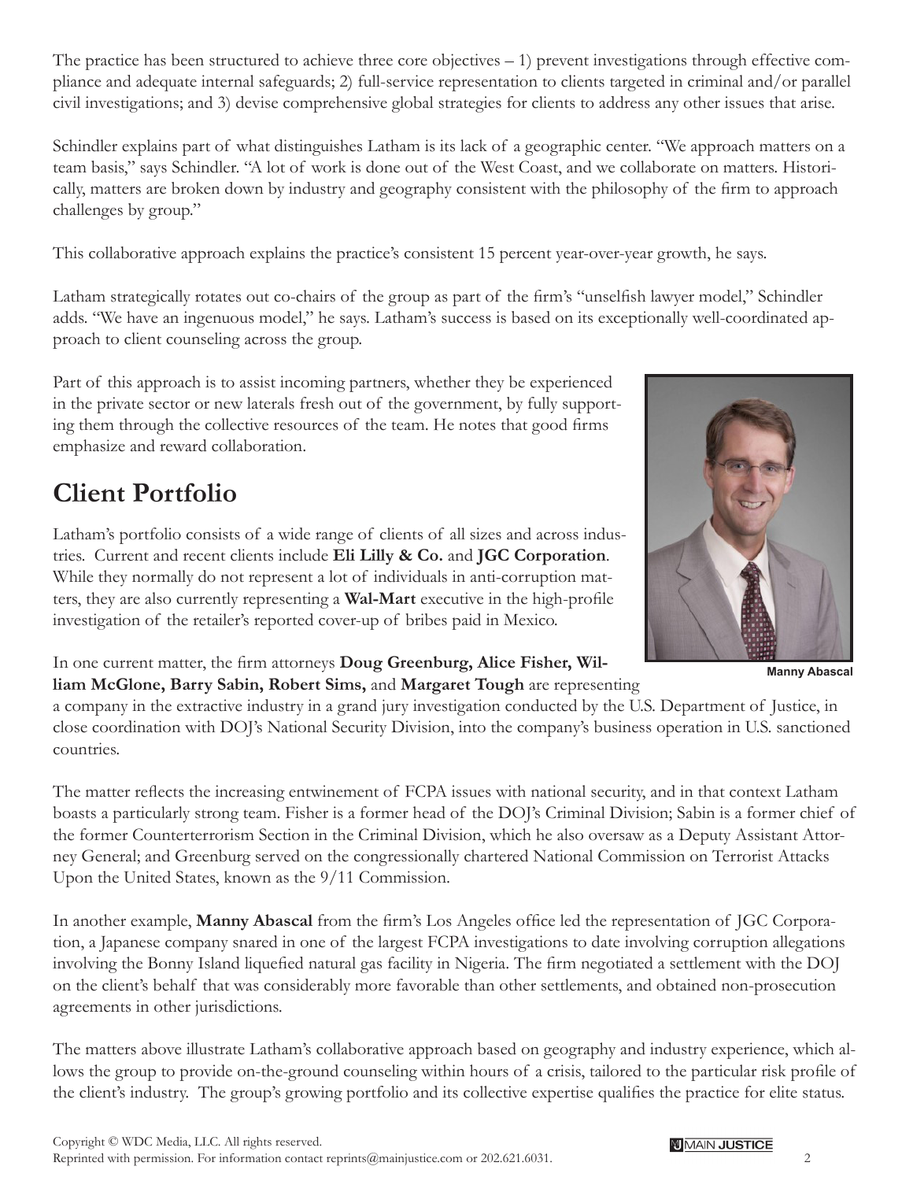The practice has been structured to achieve three core objectives – 1) prevent investigations through effective compliance and adequate internal safeguards; 2) full-service representation to clients targeted in criminal and/or parallel civil investigations; and 3) devise comprehensive global strategies for clients to address any other issues that arise.

Schindler explains part of what distinguishes Latham is its lack of a geographic center. "We approach matters on a team basis," says Schindler. "A lot of work is done out of the West Coast, and we collaborate on matters. Historically, matters are broken down by industry and geography consistent with the philosophy of the firm to approach challenges by group."

This collaborative approach explains the practice's consistent 15 percent year-over-year growth, he says.

Latham strategically rotates out co-chairs of the group as part of the firm's "unselfish lawyer model," Schindler adds. "We have an ingenuous model," he says. Latham's success is based on its exceptionally well-coordinated approach to client counseling across the group.

Part of this approach is to assist incoming partners, whether they be experienced in the private sector or new laterals fresh out of the government, by fully supporting them through the collective resources of the team. He notes that good firms emphasize and reward collaboration.

## Client Portfolio

Latham's portfolio consists of a wide range of clients of all sizes and across industries. Current and recent clients include **Eli Lilly & Co.** and **JGC Corporation**. While they normally do not represent a lot of individuals in anti-corruption matters, they are also currently representing a **Wal-Mart** executive in the high-profile investigation of the retailer's reported cover-up of bribes paid in Mexico.

Manny Abascal

In one current matter, the firm attorneys **Doug Greenburg, Alice Fisher, William McGlone, Barry Sabin, Robert Sims,** and **Margaret Tough** are representing a company in the extractive industry in a grand jury investigation conducted by the U.S. Department of Justice, in close coordination with DOJ's National Security Division, into the company's business operation in U.S. sanctioned countries.

The matter reflects the increasing entwinement of FCPA issues with national security, and in that context Latham boasts a particularly strong team. Fisher is a former head of the DOJ's Criminal Division; Sabin is a former chief of the former Counterterrorism Section in the Criminal Division, which he also oversaw as a Deputy Assistant Attorney General; and Greenburg served on the congressionally chartered National Commission on Terrorist Attacks Upon the United States, known as the 9/11 Commission.

In another example, **Manny Abascal** from the firm's Los Angeles office led the representation of JGC Corporation, a Japanese company snared in one of the largest FCPA investigations to date involving corruption allegations involving the Bonny Island liquefied natural gas facility in Nigeria. The firm negotiated a settlement with the DOJ on the client's behalf that was considerably more favorable than other settlements, and obtained non-prosecution agreements in other jurisdictions.

The matters above illustrate Latham's collaborative approach based on geography and industry experience, which allows the group to provide on-the-ground counseling within hours of a crisis, tailored to the particular risk profile of the client's industry. The group's growing portfolio and its collective expertise qualifies the practice for elite status.

Copyright © WDC Media, LLC. All rights reserved.
Reprinted with permission. For information contact reprints@mainjustice.com or 202.621.6031.